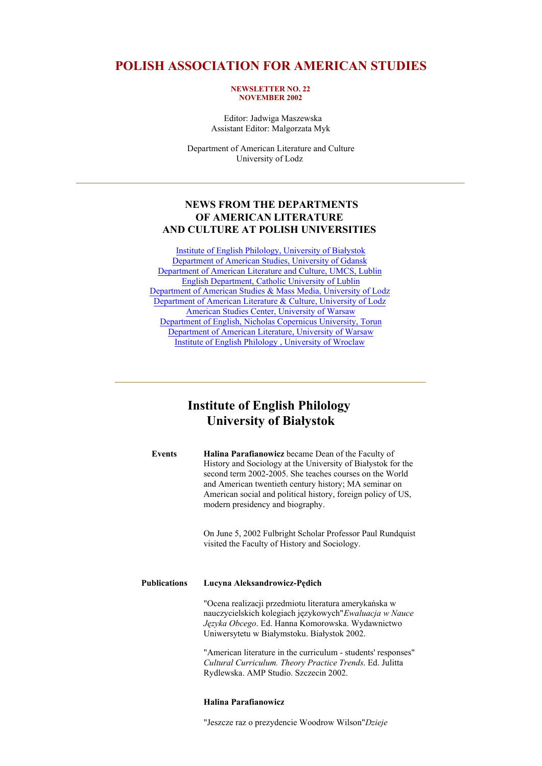# POLISH ASSOCIATION FOR AMERICAN STUDIES

**NEWSLETTER NO. 22**
**NOVEMBER 2002**

Editor: Jadwiga Maszewska
Assistant Editor: Malgorzata Myk

Department of American Literature and Culture
University of Lodz

---

## NEWS FROM THE DEPARTMENTS OF AMERICAN LITERATURE AND CULTURE AT POLISH UNIVERSITIES

Institute of English Philology, University of Białystok
Department of American Studies, University of Gdansk
Department of American Literature and Culture, UMCS, Lublin
English Department, Catholic University of Lublin
Department of American Studies & Mass Media, University of Lodz
Department of American Literature & Culture, University of Lodz
American Studies Center, University of Warsaw
Department of English, Nicholas Copernicus University, Torun
Department of American Literature, University of Warsaw
Institute of English Philology , University of Wroclaw

---

## Institute of English Philology University of Białystok

**Events**

**Halina Parafianowicz** became Dean of the Faculty of History and Sociology at the University of Białystok for the second term 2002-2005. She teaches courses on the World and American twentieth century history; MA seminar on American social and political history, foreign policy of US, modern presidency and biography.

On June 5, 2002 Fulbright Scholar Professor Paul Rundquist visited the Faculty of History and Sociology.

**Publications**

**Lucyna Aleksandrowicz-Pędich**

"Ocena realizacji przedmiotu literatura amerykańska w nauczycielskich kolegiach językowych"*Ewaluacja w Nauce Języka Obcego*. Ed. Hanna Komorowska. Wydawnictwo Uniwersytetu w Białymstoku. Białystok 2002.

"American literature in the curriculum - students' responses" *Cultural Curriculum. Theory Practice Trends*. Ed. Julitta Rydlewska. AMP Studio. Szczecin 2002.

**Halina Parafianowicz**

"Jeszcze raz o prezydencie Woodrow Wilson"*Dzieje*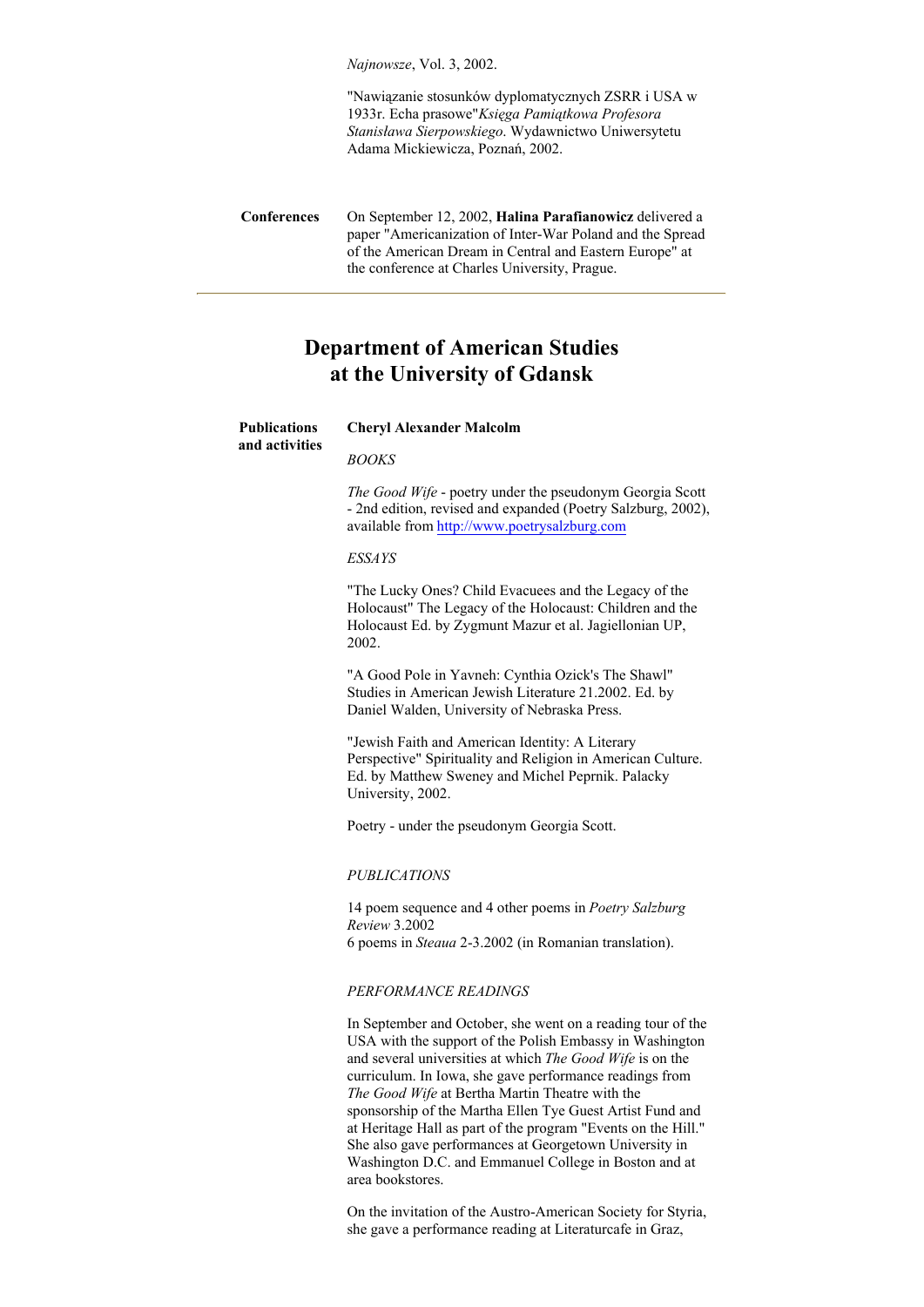*Najnowsze*, Vol. 3, 2002.

"Nawiązanie stosunków dyplomatycznych ZSRR i USA w 1933r. Echa prasowe"*Księga Pamiątkowa Profesora Stanisława Sierpowskiego.* Wydawnictwo Uniwersytetu Adama Mickiewicza, Poznań, 2002.

**Conferences**

On September 12, 2002, **Halina Parafianowicz** delivered a paper "Americanization of Inter-War Poland and the Spread of the American Dream in Central and Eastern Europe" at the conference at Charles University, Prague.

---

## Department of American Studies at the University of Gdansk

**Publications and activities**

**Cheryl Alexander Malcolm**

*BOOKS*

*The Good Wife* - poetry under the pseudonym Georgia Scott - 2nd edition, revised and expanded (Poetry Salzburg, 2002), available from http://www.poetrysalzburg.com

*ESSAYS*

"The Lucky Ones? Child Evacuees and the Legacy of the Holocaust" The Legacy of the Holocaust: Children and the Holocaust Ed. by Zygmunt Mazur et al. Jagiellonian UP, 2002.

"A Good Pole in Yavneh: Cynthia Ozick's The Shawl" Studies in American Jewish Literature 21.2002. Ed. by Daniel Walden, University of Nebraska Press.

"Jewish Faith and American Identity: A Literary Perspective" Spirituality and Religion in American Culture. Ed. by Matthew Sweney and Michel Peprnik. Palacky University, 2002.

Poetry - under the pseudonym Georgia Scott.

*PUBLICATIONS*

14 poem sequence and 4 other poems in *Poetry Salzburg Review* 3.2002
6 poems in *Steaua* 2-3.2002 (in Romanian translation).

*PERFORMANCE READINGS*

In September and October, she went on a reading tour of the USA with the support of the Polish Embassy in Washington and several universities at which *The Good Wife* is on the curriculum. In Iowa, she gave performance readings from *The Good Wife* at Bertha Martin Theatre with the sponsorship of the Martha Ellen Tye Guest Artist Fund and at Heritage Hall as part of the program "Events on the Hill." She also gave performances at Georgetown University in Washington D.C. and Emmanuel College in Boston and at area bookstores.

On the invitation of the Austro-American Society for Styria, she gave a performance reading at Literaturcafe in Graz,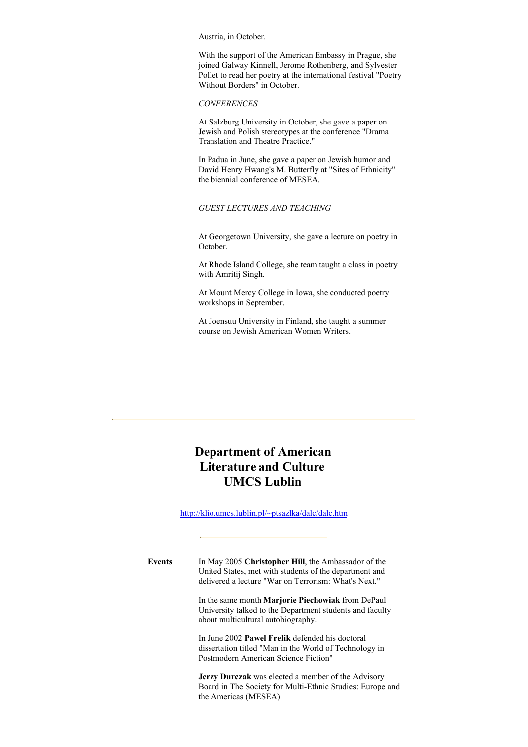Austria, in October.

With the support of the American Embassy in Prague, she joined Galway Kinnell, Jerome Rothenberg, and Sylvester Pollet to read her poetry at the international festival "Poetry Without Borders" in October.

*CONFERENCES*

At Salzburg University in October, she gave a paper on Jewish and Polish stereotypes at the conference "Drama Translation and Theatre Practice."

In Padua in June, she gave a paper on Jewish humor and David Henry Hwang's M. Butterfly at "Sites of Ethnicity" the biennial conference of MESEA.

*GUEST LECTURES AND TEACHING*

At Georgetown University, she gave a lecture on poetry in October.

At Rhode Island College, she team taught a class in poetry with Amritij Singh.

At Mount Mercy College in Iowa, she conducted poetry workshops in September.

At Joensuu University in Finland, she taught a summer course on Jewish American Women Writers.

---

# Department of American Literature and Culture UMCS Lublin

[http://klio.umcs.lublin.pl/~ptsazlka/dalc/dalc.htm](http://klio.umcs.lublin.pl/~ptsazlka/dalc/dalc.htm)

---

**Events**

In May 2005 **Christopher Hill**, the Ambassador of the United States, met with students of the department and delivered a lecture "War on Terrorism: What's Next."

In the same month **Marjorie Piechowiak** from DePaul University talked to the Department students and faculty about multicultural autobiography.

In June 2002 **Pawel Frelik** defended his doctoral dissertation titled "Man in the World of Technology in Postmodern American Science Fiction"

**Jerzy Durczak** was elected a member of the Advisory Board in The Society for Multi-Ethnic Studies: Europe and the Americas (MESEA)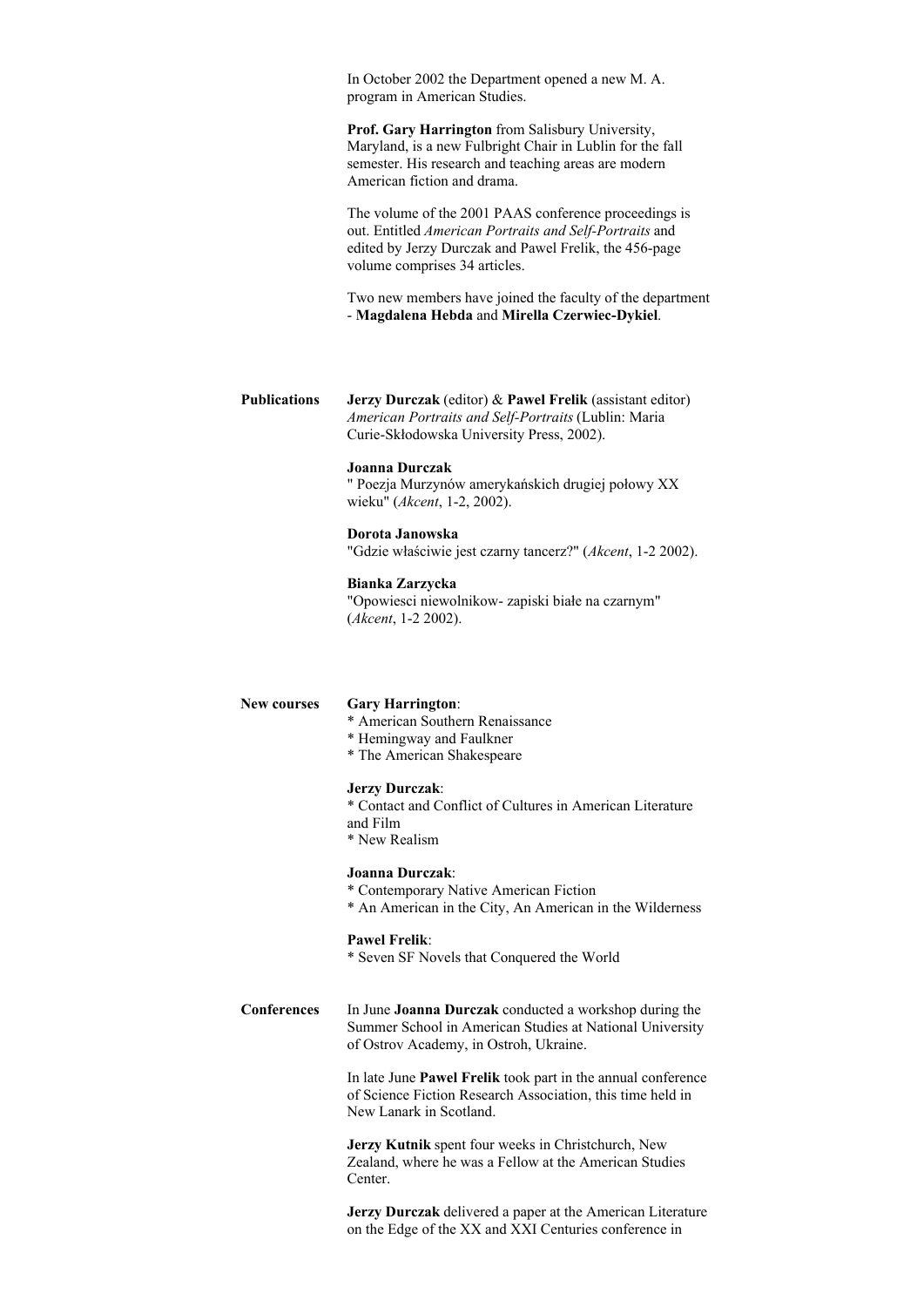In October 2002 the Department opened a new M. A. program in American Studies.

**Prof. Gary Harrington** from Salisbury University, Maryland, is a new Fulbright Chair in Lublin for the fall semester. His research and teaching areas are modern American fiction and drama.

The volume of the 2001 PAAS conference proceedings is out. Entitled *American Portraits and Self-Portraits* and edited by Jerzy Durczak and Pawel Frelik, the 456-page volume comprises 34 articles.

Two new members have joined the faculty of the department - **Magdalena Hebda** and **Mirella Czerwiec-Dykiel**.

**Publications**

**Jerzy Durczak** (editor) & **Pawel Frelik** (assistant editor) *American Portraits and Self-Portraits* (Lublin: Maria Curie-Skłodowska University Press, 2002).

**Joanna Durczak**
" Poezja Murzynów amerykańskich drugiej połowy XX wieku" (*Akcent*, 1-2, 2002).

**Dorota Janowska**
"Gdzie właściwie jest czarny tancerz?" (*Akcent*, 1-2 2002).

**Bianka Zarzycka**
"Opowiesci niewolnikow- zapiski białe na czarnym" (*Akcent*, 1-2 2002).

**New courses**

**Gary Harrington**:
* American Southern Renaissance
* Hemingway and Faulkner
* The American Shakespeare

**Jerzy Durczak**:
* Contact and Conflict of Cultures in American Literature and Film
* New Realism

**Joanna Durczak**:
* Contemporary Native American Fiction
* An American in the City, An American in the Wilderness

**Pawel Frelik**:
* Seven SF Novels that Conquered the World

**Conferences**

In June **Joanna Durczak** conducted a workshop during the Summer School in American Studies at National University of Ostrov Academy, in Ostroh, Ukraine.

In late June **Pawel Frelik** took part in the annual conference of Science Fiction Research Association, this time held in New Lanark in Scotland.

**Jerzy Kutnik** spent four weeks in Christchurch, New Zealand, where he was a Fellow at the American Studies Center.

**Jerzy Durczak** delivered a paper at the American Literature on the Edge of the XX and XXI Centuries conference in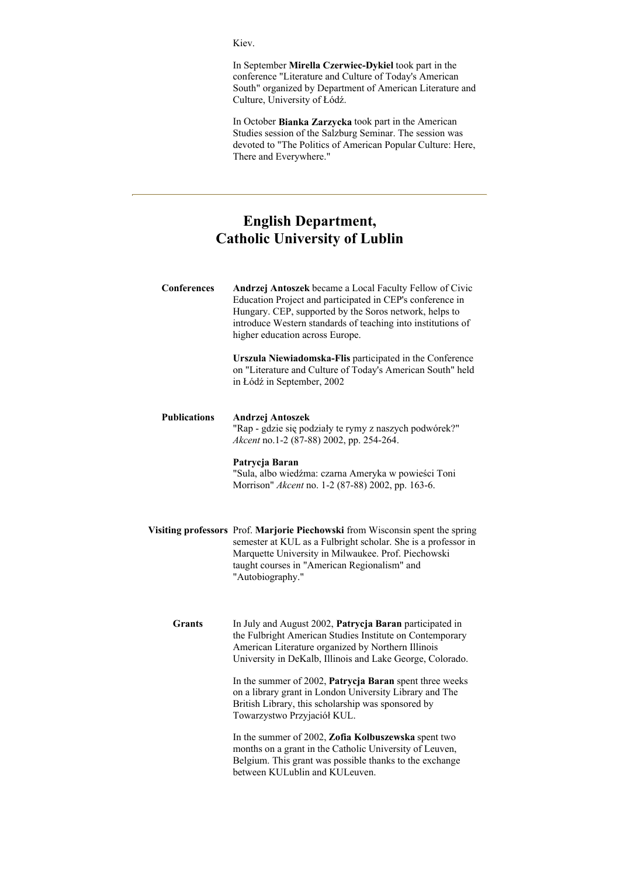Kiev.

In September **Mirella Czerwiec-Dykiel** took part in the conference "Literature and Culture of Today's American South" organized by Department of American Literature and Culture, University of Łódź.

In October **Bianka Zarzycka** took part in the American Studies session of the Salzburg Seminar. The session was devoted to "The Politics of American Popular Culture: Here, There and Everywhere."

---

## English Department, Catholic University of Lublin

**Conferences**

**Andrzej Antoszek** became a Local Faculty Fellow of Civic Education Project and participated in CEP's conference in Hungary. CEP, supported by the Soros network, helps to introduce Western standards of teaching into institutions of higher education across Europe.

**Urszula Niewiadomska-Flis** participated in the Conference on "Literature and Culture of Today's American South" held in Łódź in September, 2002

**Publications**

**Andrzej Antoszek**
"Rap - gdzie się podziały te rymy z naszych podwórek?" *Akcent* no.1-2 (87-88) 2002, pp. 254-264.

**Patrycja Baran**
"Sula, albo wiedźma: czarna Ameryka w powieści Toni Morrison" *Akcent* no. 1-2 (87-88) 2002, pp. 163-6.

**Visiting professors**

Prof. **Marjorie Piechowski** from Wisconsin spent the spring semester at KUL as a Fulbright scholar. She is a professor in Marquette University in Milwaukee. Prof. Piechowski taught courses in "American Regionalism" and "Autobiography."

**Grants**

In July and August 2002, **Patrycja Baran** participated in the Fulbright American Studies Institute on Contemporary American Literature organized by Northern Illinois University in DeKalb, Illinois and Lake George, Colorado.

In the summer of 2002, **Patrycja Baran** spent three weeks on a library grant in London University Library and The British Library, this scholarship was sponsored by Towarzystwo Przyjaciół KUL.

In the summer of 2002, **Zofia Kolbuszewska** spent two months on a grant in the Catholic University of Leuven, Belgium. This grant was possible thanks to the exchange between KULublin and KULeuven.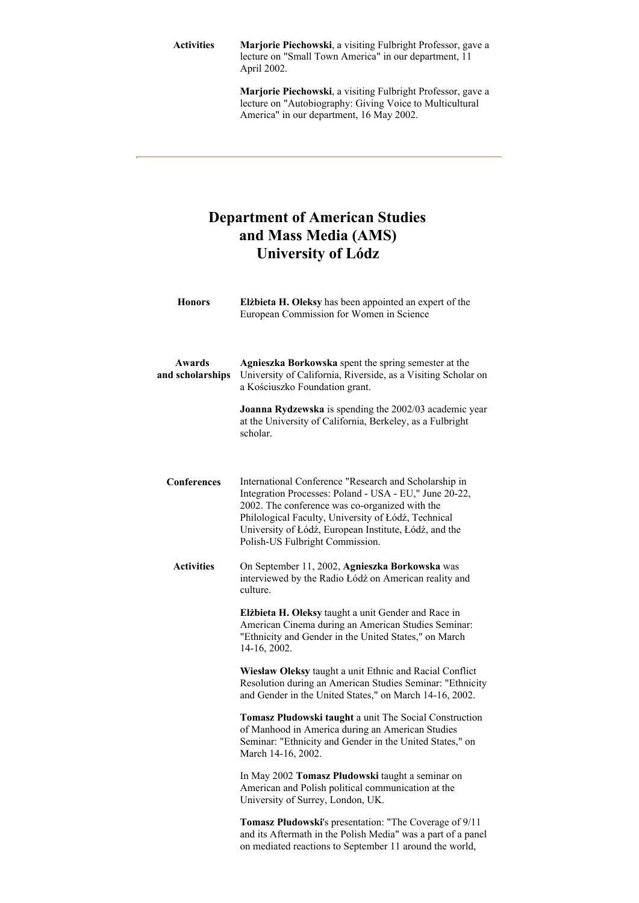**Activities**

**Marjorie Piechowski**, a visiting Fulbright Professor, gave a lecture on "Small Town America" in our department, 11 April 2002.

**Marjorie Piechowski**, a visiting Fulbright Professor, gave a lecture on "Autobiography: Giving Voice to Multicultural America" in our department, 16 May 2002.

---

# Department of American Studies and Mass Media (AMS) University of Lódz

**Honors**

**Elżbieta H. Oleksy** has been appointed an expert of the European Commission for Women in Science

**Awards and scholarships**

**Agnieszka Borkowska** spent the spring semester at the University of California, Riverside, as a Visiting Scholar on a Kościuszko Foundation grant.

**Joanna Rydzewska** is spending the 2002/03 academic year at the University of California, Berkeley, as a Fulbright scholar.

**Conferences**

International Conference "Research and Scholarship in Integration Processes: Poland - USA - EU," June 20-22, 2002. The conference was co-organized with the Philological Faculty, University of Łódź, Technical University of Łódź, European Institute, Łódź, and the Polish-US Fulbright Commission.

**Activities**

On September 11, 2002, **Agnieszka Borkowska** was interviewed by the Radio Łódź on American reality and culture.

**Elżbieta H. Oleksy** taught a unit Gender and Race in American Cinema during an American Studies Seminar: "Ethnicity and Gender in the United States," on March 14-16, 2002.

**Wiesław Oleksy** taught a unit Ethnic and Racial Conflict Resolution during an American Studies Seminar: "Ethnicity and Gender in the United States," on March 14-16, 2002.

**Tomasz Płudowski taught** a unit The Social Construction of Manhood in America during an American Studies Seminar: "Ethnicity and Gender in the United States," on March 14-16, 2002.

In May 2002 **Tomasz Płudowski** taught a seminar on American and Polish political communication at the University of Surrey, London, UK.

**Tomasz Płudowski**'s presentation: "The Coverage of 9/11 and its Aftermath in the Polish Media" was a part of a panel on mediated reactions to September 11 around the world,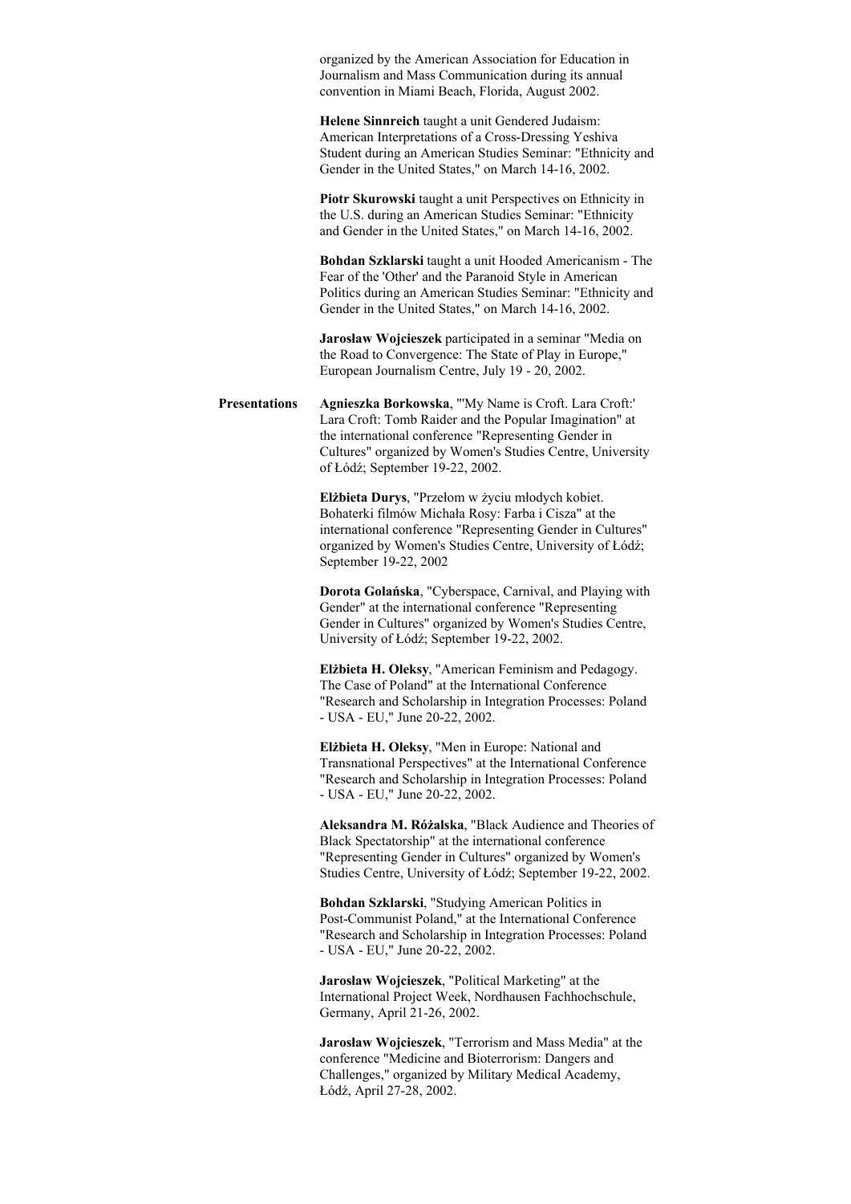organized by the American Association for Education in Journalism and Mass Communication during its annual convention in Miami Beach, Florida, August 2002.

**Helene Sinnreich** taught a unit Gendered Judaism: American Interpretations of a Cross-Dressing Yeshiva Student during an American Studies Seminar: "Ethnicity and Gender in the United States," on March 14-16, 2002.

**Piotr Skurowski** taught a unit Perspectives on Ethnicity in the U.S. during an American Studies Seminar: "Ethnicity and Gender in the United States," on March 14-16, 2002.

**Bohdan Szklarski** taught a unit Hooded Americanism - The Fear of the 'Other' and the Paranoid Style in American Politics during an American Studies Seminar: "Ethnicity and Gender in the United States," on March 14-16, 2002.

**Jarosław Wojcieszek** participated in a seminar "Media on the Road to Convergence: The State of Play in Europe," European Journalism Centre, July 19 - 20, 2002.

**Presentations**

**Agnieszka Borkowska**, "'My Name is Croft. Lara Croft:' Lara Croft: Tomb Raider and the Popular Imagination" at the international conference "Representing Gender in Cultures" organized by Women's Studies Centre, University of Łódź; September 19-22, 2002.

**Elżbieta Durys**, "Przełom w życiu młodych kobiet. Bohaterki filmów Michała Rosy: Farba i Cisza" at the international conference "Representing Gender in Cultures" organized by Women's Studies Centre, University of Łódź; September 19-22, 2002

**Dorota Golańska**, "Cyberspace, Carnival, and Playing with Gender" at the international conference "Representing Gender in Cultures" organized by Women's Studies Centre, University of Łódź; September 19-22, 2002.

**Elżbieta H. Oleksy**, "American Feminism and Pedagogy. The Case of Poland" at the International Conference "Research and Scholarship in Integration Processes: Poland - USA - EU," June 20-22, 2002.

**Elżbieta H. Oleksy**, "Men in Europe: National and Transnational Perspectives" at the International Conference "Research and Scholarship in Integration Processes: Poland - USA - EU," June 20-22, 2002.

**Aleksandra M. Różalska**, "Black Audience and Theories of Black Spectatorship" at the international conference "Representing Gender in Cultures" organized by Women's Studies Centre, University of Łódź; September 19-22, 2002.

**Bohdan Szklarski**, "Studying American Politics in Post-Communist Poland," at the International Conference "Research and Scholarship in Integration Processes: Poland - USA - EU," June 20-22, 2002.

**Jarosław Wojcieszek**, "Political Marketing" at the International Project Week, Nordhausen Fachhochschule, Germany, April 21-26, 2002.

**Jarosław Wojcieszek**, "Terrorism and Mass Media" at the conference "Medicine and Bioterrorism: Dangers and Challenges," organized by Military Medical Academy, Łódź, April 27-28, 2002.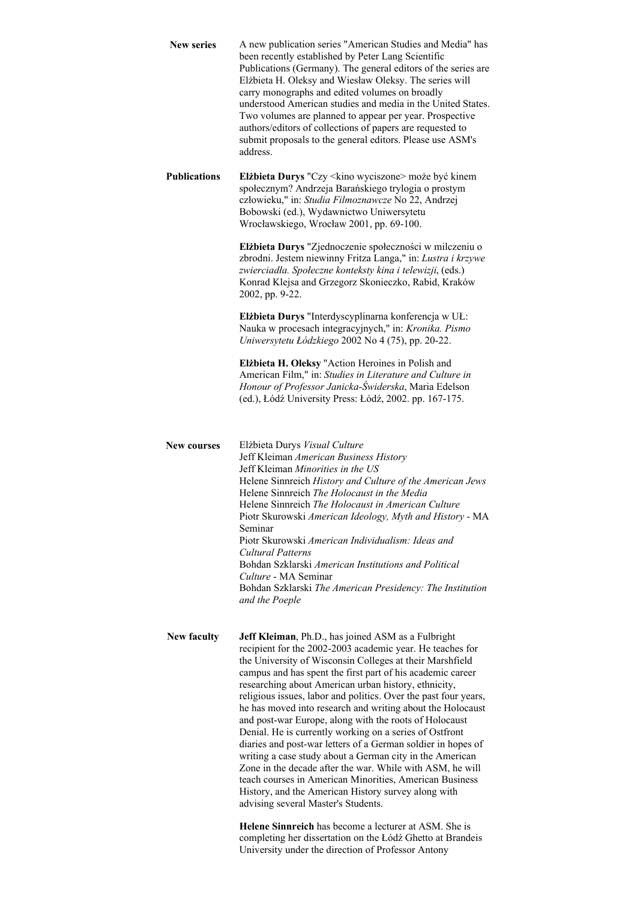**New series**

A new publication series "American Studies and Media" has been recently established by Peter Lang Scientific Publications (Germany). The general editors of the series are Elżbieta H. Oleksy and Wiesław Oleksy. The series will carry monographs and edited volumes on broadly understood American studies and media in the United States. Two volumes are planned to appear per year. Prospective authors/editors of collections of papers are requested to submit proposals to the general editors. Please use ASM's address.

**Publications**

**Elżbieta Durys** "Czy <kino wyciszone> może być kinem społecznym? Andrzeja Barańskiego trylogia o prostym człowieku," in: *Studia Filmoznawcze* No 22, Andrzej Bobowski (ed.), Wydawnictwo Uniwersytetu Wrocławskiego, Wrocław 2001, pp. 69-100.

**Elżbieta Durys** "Zjednoczenie społeczności w milczeniu o zbrodni. Jestem niewinny Fritza Langa," in: *Lustra i krzywe zwierciadła. Społeczne konteksty kina i telewizji*, (eds.) Konrad Klejsa and Grzegorz Skonieczko, Rabid, Kraków 2002, pp. 9-22.

**Elżbieta Durys** "Interdyscyplinarna konferencja w UŁ: Nauka w procesach integracyjnych," in: *Kronika. Pismo Uniwersytetu Łódzkiego* 2002 No 4 (75), pp. 20-22.

**Elżbieta H. Oleksy** "Action Heroines in Polish and American Film," in: *Studies in Literature and Culture in Honour of Professor Janicka-Świderska*, Maria Edelson (ed.), Łódź University Press: Łódź, 2002. pp. 167-175.

**New courses**

Elżbieta Durys *Visual Culture*
Jeff Kleiman *American Business History*
Jeff Kleiman *Minorities in the US*
Helene Sinnreich *History and Culture of the American Jews*
Helene Sinnreich *The Holocaust in the Media*
Helene Sinnreich *The Holocaust in American Culture*
Piotr Skurowski *American Ideology, Myth and History* - MA Seminar
Piotr Skurowski *American Individualism: Ideas and Cultural Patterns*
Bohdan Szklarski *American Institutions and Political Culture* - MA Seminar
Bohdan Szklarski *The American Presidency: The Institution and the Poeple*

**New faculty**

**Jeff Kleiman**, Ph.D., has joined ASM as a Fulbright recipient for the 2002-2003 academic year. He teaches for the University of Wisconsin Colleges at their Marshfield campus and has spent the first part of his academic career researching about American urban history, ethnicity, religious issues, labor and politics. Over the past four years, he has moved into research and writing about the Holocaust and post-war Europe, along with the roots of Holocaust Denial. He is currently working on a series of Ostfront diaries and post-war letters of a German soldier in hopes of writing a case study about a German city in the American Zone in the decade after the war. While with ASM, he will teach courses in American Minorities, American Business History, and the American History survey along with advising several Master's Students.

**Helene Sinnreich** has become a lecturer at ASM. She is completing her dissertation on the Łódź Ghetto at Brandeis University under the direction of Professor Antony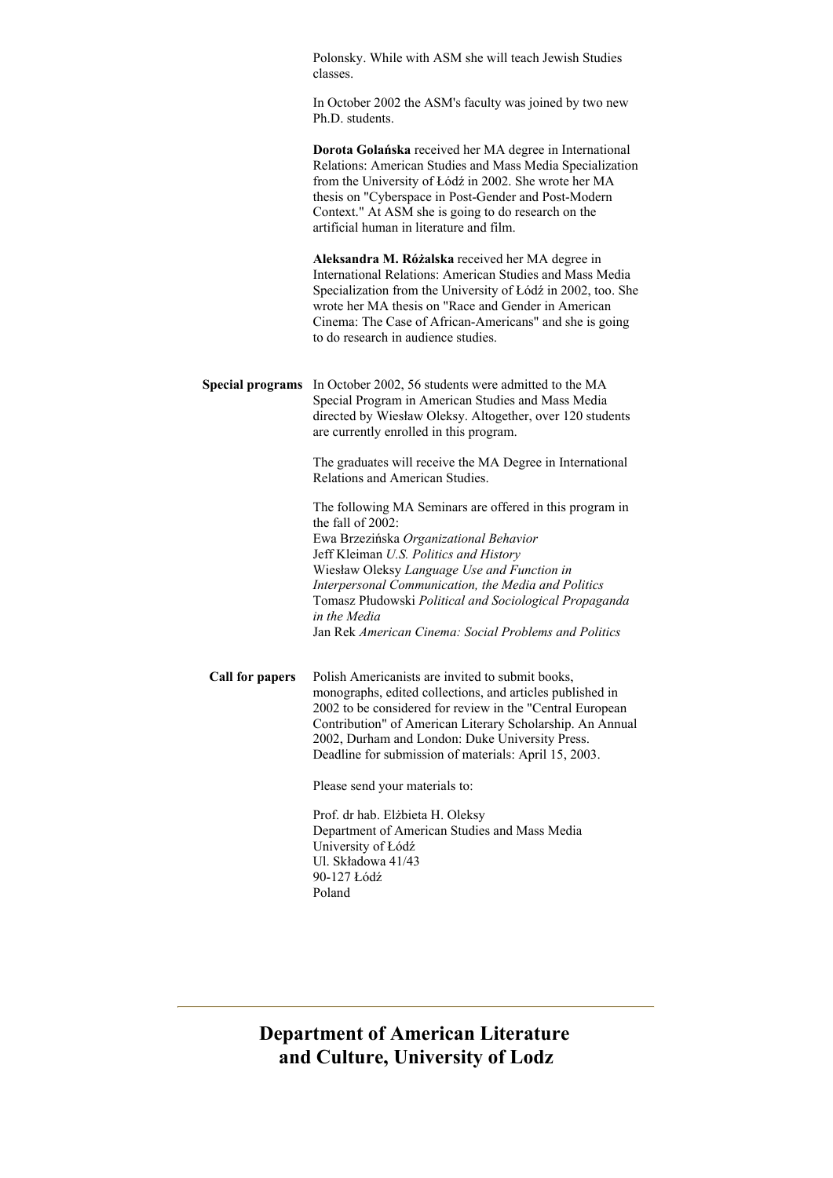Polonsky. While with ASM she will teach Jewish Studies classes.

In October 2002 the ASM's faculty was joined by two new Ph.D. students.

**Dorota Golańska** received her MA degree in International Relations: American Studies and Mass Media Specialization from the University of Łódź in 2002. She wrote her MA thesis on "Cyberspace in Post-Gender and Post-Modern Context." At ASM she is going to do research on the artificial human in literature and film.

**Aleksandra M. Różalska** received her MA degree in International Relations: American Studies and Mass Media Specialization from the University of Łódź in 2002, too. She wrote her MA thesis on "Race and Gender in American Cinema: The Case of African-Americans" and she is going to do research in audience studies.

**Special programs** In October 2002, 56 students were admitted to the MA Special Program in American Studies and Mass Media directed by Wiesław Oleksy. Altogether, over 120 students are currently enrolled in this program.

The graduates will receive the MA Degree in International Relations and American Studies.

The following MA Seminars are offered in this program in the fall of 2002:
Ewa Brzezińska *Organizational Behavior*
Jeff Kleiman *U.S. Politics and History*
Wiesław Oleksy *Language Use and Function in Interpersonal Communication, the Media and Politics*
Tomasz Płudowski *Political and Sociological Propaganda in the Media*
Jan Rek *American Cinema: Social Problems and Politics*

**Call for papers** Polish Americanists are invited to submit books, monographs, edited collections, and articles published in 2002 to be considered for review in the "Central European Contribution" of American Literary Scholarship. An Annual 2002, Durham and London: Duke University Press. Deadline for submission of materials: April 15, 2003.

Please send your materials to:

Prof. dr hab. Elżbieta H. Oleksy
Department of American Studies and Mass Media
University of Łódź
Ul. Składowa 41/43
90-127 Łódź
Poland

---

## Department of American Literature and Culture, University of Lodz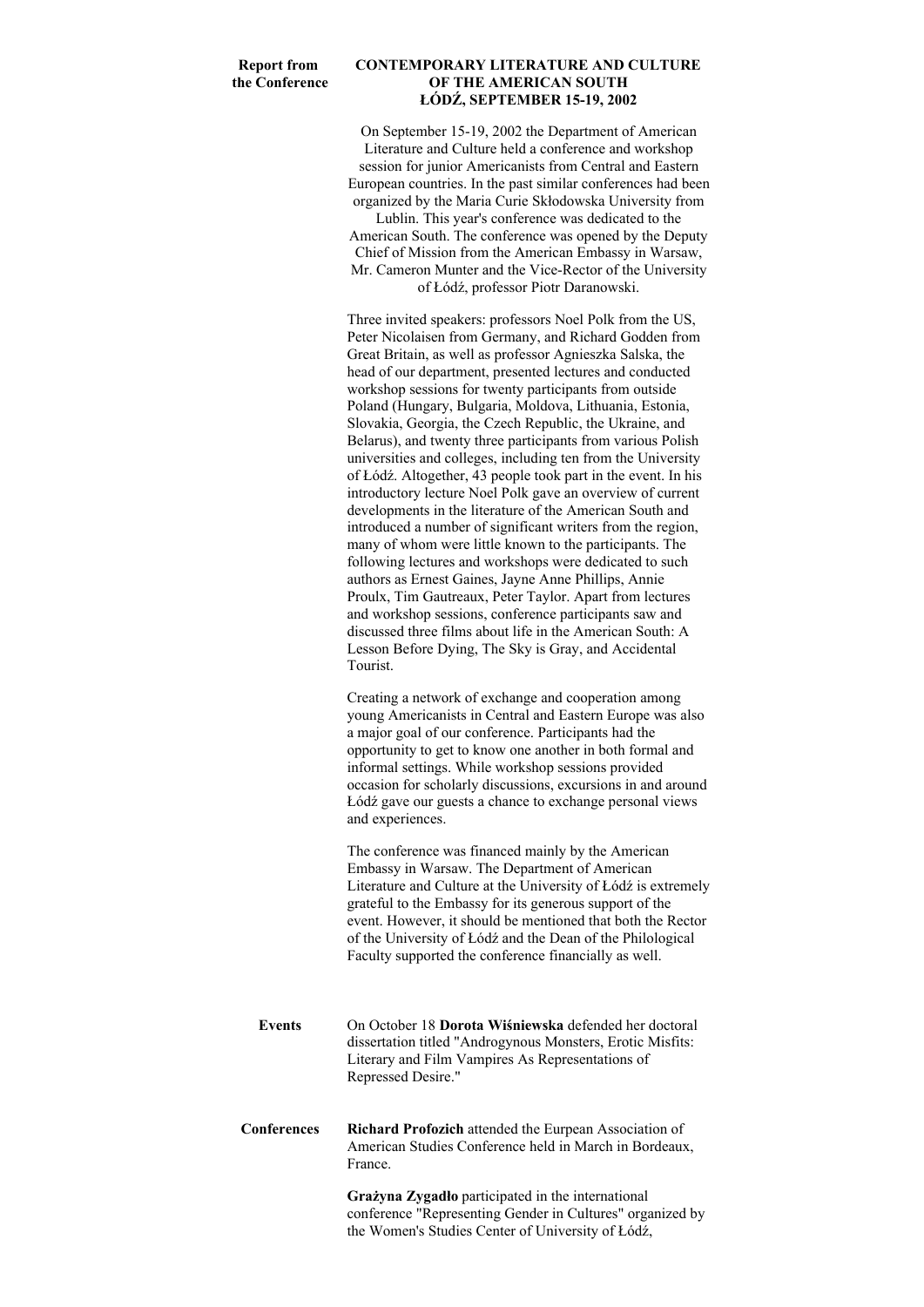**Report from the Conference**

## CONTEMPORARY LITERATURE AND CULTURE OF THE AMERICAN SOUTH ŁÓDŹ, SEPTEMBER 15-19, 2002

On September 15-19, 2002 the Department of American Literature and Culture held a conference and workshop session for junior Americanists from Central and Eastern European countries. In the past similar conferences had been organized by the Maria Curie Skłodowska University from Lublin. This year's conference was dedicated to the American South. The conference was opened by the Deputy Chief of Mission from the American Embassy in Warsaw, Mr. Cameron Munter and the Vice-Rector of the University of Łódź, professor Piotr Daranowski.

Three invited speakers: professors Noel Polk from the US, Peter Nicolaisen from Germany, and Richard Godden from Great Britain, as well as professor Agnieszka Salska, the head of our department, presented lectures and conducted workshop sessions for twenty participants from outside Poland (Hungary, Bulgaria, Moldova, Lithuania, Estonia, Slovakia, Georgia, the Czech Republic, the Ukraine, and Belarus), and twenty three participants from various Polish universities and colleges, including ten from the University of Łódź. Altogether, 43 people took part in the event. In his introductory lecture Noel Polk gave an overview of current developments in the literature of the American South and introduced a number of significant writers from the region, many of whom were little known to the participants. The following lectures and workshops were dedicated to such authors as Ernest Gaines, Jayne Anne Phillips, Annie Proulx, Tim Gautreaux, Peter Taylor. Apart from lectures and workshop sessions, conference participants saw and discussed three films about life in the American South: A Lesson Before Dying, The Sky is Gray, and Accidental Tourist.

Creating a network of exchange and cooperation among young Americanists in Central and Eastern Europe was also a major goal of our conference. Participants had the opportunity to get to know one another in both formal and informal settings. While workshop sessions provided occasion for scholarly discussions, excursions in and around Łódź gave our guests a chance to exchange personal views and experiences.

The conference was financed mainly by the American Embassy in Warsaw. The Department of American Literature and Culture at the University of Łódź is extremely grateful to the Embassy for its generous support of the event. However, it should be mentioned that both the Rector of the University of Łódź and the Dean of the Philological Faculty supported the conference financially as well.

**Events**

On October 18 **Dorota Wiśniewska** defended her doctoral dissertation titled "Androgynous Monsters, Erotic Misfits: Literary and Film Vampires As Representations of Repressed Desire."

**Conferences**

**Richard Profozich** attended the Eurpean Association of American Studies Conference held in March in Bordeaux, France.

**Grażyna Zygadło** participated in the international conference "Representing Gender in Cultures" organized by the Women's Studies Center of University of Łódź,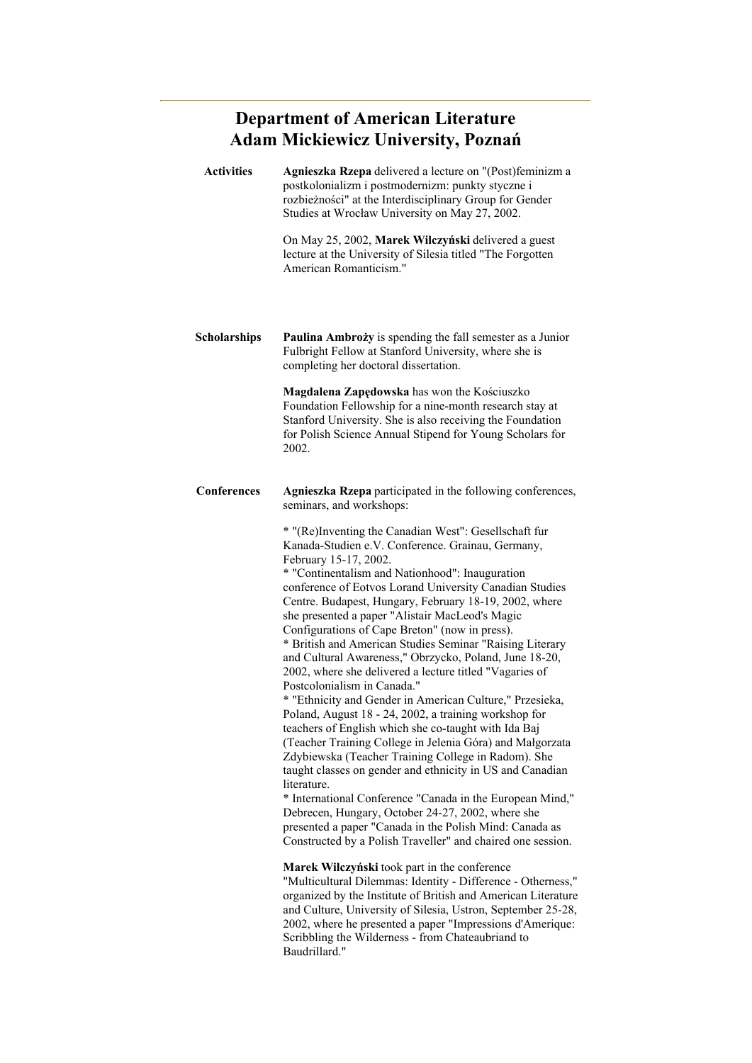## Department of American Literature
## Adam Mickiewicz University, Poznań

**Activities**

**Agnieszka Rzepa** delivered a lecture on "(Post)feminizm a postkolonializm i postmodernizm: punkty styczne i rozbieżności" at the Interdisciplinary Group for Gender Studies at Wrocław University on May 27, 2002.

On May 25, 2002, **Marek Wilczyński** delivered a guest lecture at the University of Silesia titled "The Forgotten American Romanticism."

**Scholarships**

**Paulina Ambroży** is spending the fall semester as a Junior Fulbright Fellow at Stanford University, where she is completing her doctoral dissertation.

**Magdalena Zapędowska** has won the Kościuszko Foundation Fellowship for a nine-month research stay at Stanford University. She is also receiving the Foundation for Polish Science Annual Stipend for Young Scholars for 2002.

**Conferences**

**Agnieszka Rzepa** participated in the following conferences, seminars, and workshops:

* "(Re)Inventing the Canadian West": Gesellschaft fur Kanada-Studien e.V. Conference. Grainau, Germany, February 15-17, 2002.
* "Continentalism and Nationhood": Inauguration conference of Eotvos Lorand University Canadian Studies Centre. Budapest, Hungary, February 18-19, 2002, where she presented a paper "Alistair MacLeod's Magic Configurations of Cape Breton" (now in press).
* British and American Studies Seminar "Raising Literary and Cultural Awareness," Obrzycko, Poland, June 18-20, 2002, where she delivered a lecture titled "Vagaries of Postcolonialism in Canada."
* "Ethnicity and Gender in American Culture," Przesieka, Poland, August 18 - 24, 2002, a training workshop for teachers of English which she co-taught with Ida Baj (Teacher Training College in Jelenia Góra) and Małgorzata Zdybiewska (Teacher Training College in Radom). She taught classes on gender and ethnicity in US and Canadian literature.
* International Conference "Canada in the European Mind," Debrecen, Hungary, October 24-27, 2002, where she presented a paper "Canada in the Polish Mind: Canada as Constructed by a Polish Traveller" and chaired one session.

**Marek Wilczyński** took part in the conference "Multicultural Dilemmas: Identity - Difference - Otherness," organized by the Institute of British and American Literature and Culture, University of Silesia, Ustron, September 25-28, 2002, where he presented a paper "Impressions d'Amerique: Scribbling the Wilderness - from Chateaubriand to Baudrillard."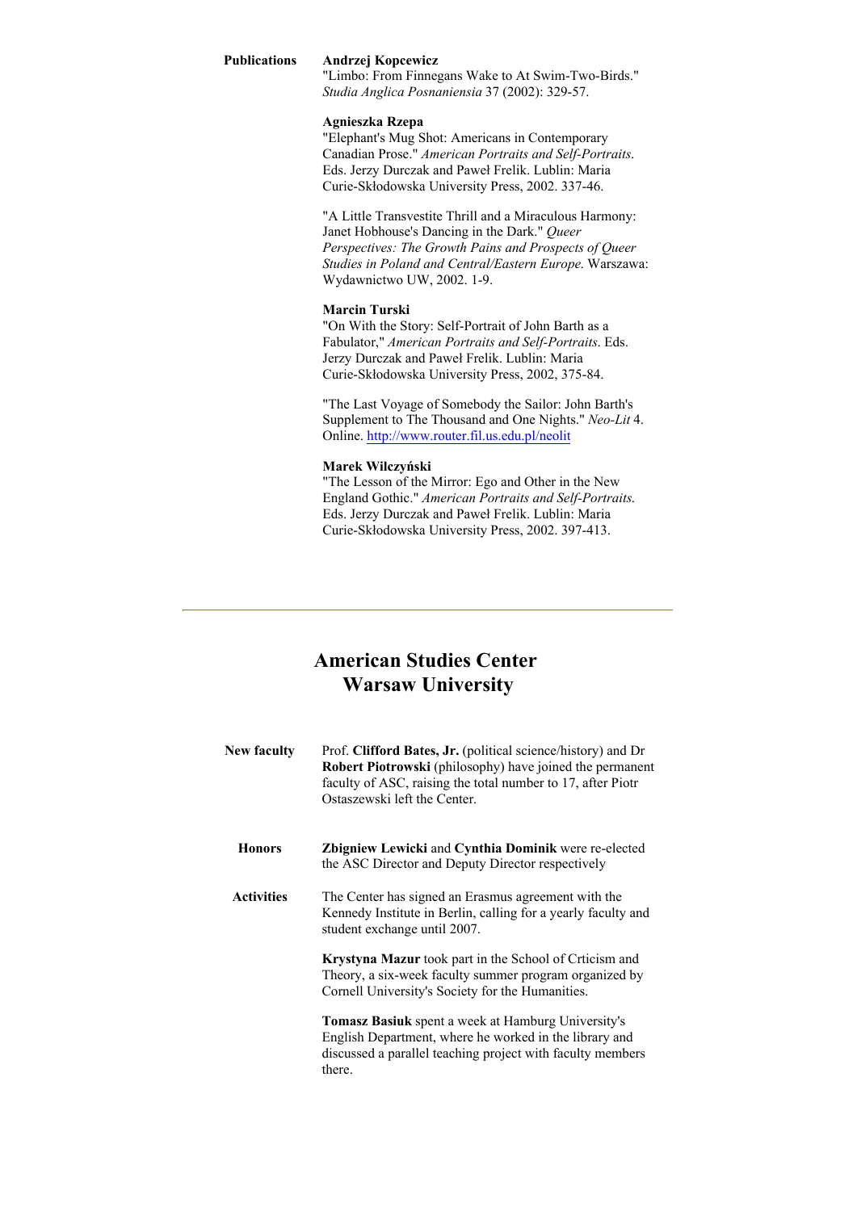**Publications**

**Andrzej Kopcewicz**
"Limbo: From Finnegans Wake to At Swim-Two-Birds." *Studia Anglica Posnaniensia* 37 (2002): 329-57.

**Agnieszka Rzepa**
"Elephant's Mug Shot: Americans in Contemporary Canadian Prose." *American Portraits and Self-Portraits*. Eds. Jerzy Durczak and Paweł Frelik. Lublin: Maria Curie-Skłodowska University Press, 2002. 337-46.

"A Little Transvestite Thrill and a Miraculous Harmony: Janet Hobhouse's Dancing in the Dark." *Queer Perspectives: The Growth Pains and Prospects of Queer Studies in Poland and Central/Eastern Europe.* Warszawa: Wydawnictwo UW, 2002. 1-9.

**Marcin Turski**
"On With the Story: Self-Portrait of John Barth as a Fabulator," *American Portraits and Self-Portraits*. Eds. Jerzy Durczak and Paweł Frelik. Lublin: Maria Curie-Skłodowska University Press, 2002, 375-84.

"The Last Voyage of Somebody the Sailor: John Barth's Supplement to The Thousand and One Nights." *Neo-Lit* 4. Online. http://www.router.fil.us.edu.pl/neolit

**Marek Wilczyński**
"The Lesson of the Mirror: Ego and Other in the New England Gothic." *American Portraits and Self-Portraits.* Eds. Jerzy Durczak and Paweł Frelik. Lublin: Maria Curie-Skłodowska University Press, 2002. 397-413.

---

## American Studies Center
## Warsaw University

**New faculty**

Prof. **Clifford Bates, Jr.** (political science/history) and Dr **Robert Piotrowski** (philosophy) have joined the permanent faculty of ASC, raising the total number to 17, after Piotr Ostaszewski left the Center.

**Honors**

**Zbigniew Lewicki** and **Cynthia Dominik** were re-elected the ASC Director and Deputy Director respectively

**Activities**

The Center has signed an Erasmus agreement with the Kennedy Institute in Berlin, calling for a yearly faculty and student exchange until 2007.

**Krystyna Mazur** took part in the School of Crticism and Theory, a six-week faculty summer program organized by Cornell University's Society for the Humanities.

**Tomasz Basiuk** spent a week at Hamburg University's English Department, where he worked in the library and discussed a parallel teaching project with faculty members there.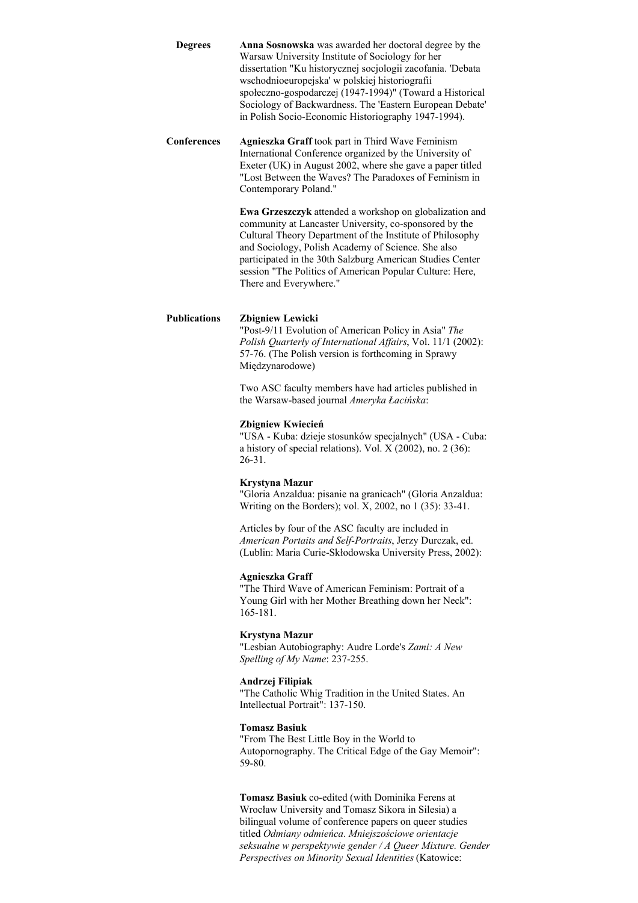**Degrees**

**Anna Sosnowska** was awarded her doctoral degree by the Warsaw University Institute of Sociology for her dissertation "Ku historycznej socjologii zacofania. 'Debata wschodnioeuropejska' w polskiej historiografii społeczno-gospodarczej (1947-1994)" (Toward a Historical Sociology of Backwardness. The 'Eastern European Debate' in Polish Socio-Economic Historiography 1947-1994).

**Conferences**

**Agnieszka Graff** took part in Third Wave Feminism International Conference organized by the University of Exeter (UK) in August 2002, where she gave a paper titled "Lost Between the Waves? The Paradoxes of Feminism in Contemporary Poland."

**Ewa Grzeszczyk** attended a workshop on globalization and community at Lancaster University, co-sponsored by the Cultural Theory Department of the Institute of Philosophy and Sociology, Polish Academy of Science. She also participated in the 30th Salzburg American Studies Center session "The Politics of American Popular Culture: Here, There and Everywhere."

**Publications**

**Zbigniew Lewicki**
"Post-9/11 Evolution of American Policy in Asia" *The Polish Quarterly of International Affairs*, Vol. 11/1 (2002): 57-76. (The Polish version is forthcoming in Sprawy Międzynarodowe)

Two ASC faculty members have had articles published in the Warsaw-based journal *Ameryka Łacińska*:

**Zbigniew Kwiecień**
"USA - Kuba: dzieje stosunków specjalnych" (USA - Cuba: a history of special relations). Vol. X (2002), no. 2 (36): 26-31.

**Krystyna Mazur**
"Gloria Anzaldua: pisanie na granicach" (Gloria Anzaldua: Writing on the Borders); vol. X, 2002, no 1 (35): 33-41.

Articles by four of the ASC faculty are included in *American Portaits and Self-Portraits*, Jerzy Durczak, ed. (Lublin: Maria Curie-Skłodowska University Press, 2002):

**Agnieszka Graff**
"The Third Wave of American Feminism: Portrait of a Young Girl with her Mother Breathing down her Neck": 165-181.

**Krystyna Mazur**
"Lesbian Autobiography: Audre Lorde's *Zami: A New Spelling of My Name*: 237-255.

**Andrzej Filipiak**
"The Catholic Whig Tradition in the United States. An Intellectual Portrait": 137-150.

**Tomasz Basiuk**
"From The Best Little Boy in the World to Autopornography. The Critical Edge of the Gay Memoir": 59-80.

**Tomasz Basiuk** co-edited (with Dominika Ferens at Wrocław University and Tomasz Sikora in Silesia) a bilingual volume of conference papers on queer studies titled *Odmiany odmieńca. Mniejszościowe orientacje seksualne w perspektywie gender / A Queer Mixture. Gender Perspectives on Minority Sexual Identities* (Katowice: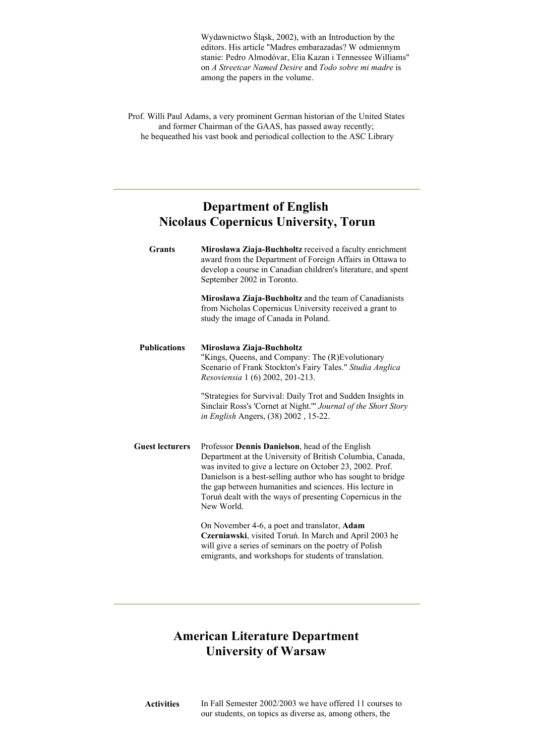Wydawnictwo Śląsk, 2002), with an Introduction by the editors. His article "Madres embarazadas? W odmiennym stanie: Pedro Almodóvar, Elia Kazan i Tennessee Williams" on *A Streetcar Named Desire* and *Todo sobre mi madre* is among the papers in the volume.

Prof. Willi Paul Adams, a very prominent German historian of the United States and former Chairman of the GAAS, has passed away recently; he bequeathed his vast book and periodical collection to the ASC Library

---

## Department of English
## Nicolaus Copernicus University, Torun

**Grants**

**Mirosława Ziaja-Buchholtz** received a faculty enrichment award from the Department of Foreign Affairs in Ottawa to develop a course in Canadian children's literature, and spent September 2002 in Toronto.

**Mirosława Ziaja-Buchholtz** and the team of Canadianists from Nicholas Copernicus University received a grant to study the image of Canada in Poland.

**Publications**

**Mirosława Ziaja-Buchholtz**
"Kings, Queens, and Company: The (R)Evolutionary Scenario of Frank Stockton's Fairy Tales." *Studia Anglica Resoviensia* 1 (6) 2002, 201-213.

"Strategies for Survival: Daily Trot and Sudden Insights in Sinclair Ross's 'Cornet at Night.'" *Journal of the Short Story in English* Angers, (38) 2002 , 15-22.

**Guest lecturers**

Professor **Dennis Danielson**, head of the English Department at the University of British Columbia, Canada, was invited to give a lecture on October 23, 2002. Prof. Danielson is a best-selling author who has sought to bridge the gap between humanities and sciences. His lecture in Toruń dealt with the ways of presenting Copernicus in the New World.

On November 4-6, a poet and translator, **Adam Czerniawski**, visited Toruń. In March and April 2003 he will give a series of seminars on the poetry of Polish emigrants, and workshops for students of translation.

---

## American Literature Department
## University of Warsaw

**Activities**

In Fall Semester 2002/2003 we have offered 11 courses to our students, on topics as diverse as, among others, the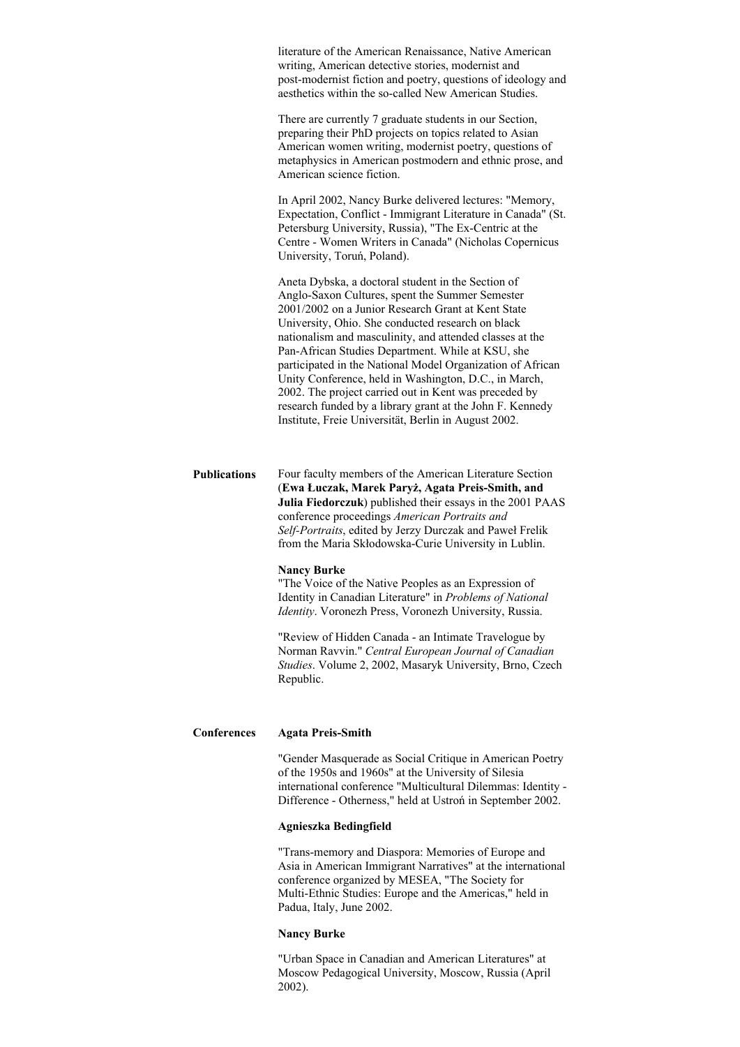literature of the American Renaissance, Native American writing, American detective stories, modernist and post-modernist fiction and poetry, questions of ideology and aesthetics within the so-called New American Studies.

There are currently 7 graduate students in our Section, preparing their PhD projects on topics related to Asian American women writing, modernist poetry, questions of metaphysics in American postmodern and ethnic prose, and American science fiction.

In April 2002, Nancy Burke delivered lectures: "Memory, Expectation, Conflict - Immigrant Literature in Canada" (St. Petersburg University, Russia), "The Ex-Centric at the Centre - Women Writers in Canada" (Nicholas Copernicus University, Toruń, Poland).

Aneta Dybska, a doctoral student in the Section of Anglo-Saxon Cultures, spent the Summer Semester 2001/2002 on a Junior Research Grant at Kent State University, Ohio. She conducted research on black nationalism and masculinity, and attended classes at the Pan-African Studies Department. While at KSU, she participated in the National Model Organization of African Unity Conference, held in Washington, D.C., in March, 2002. The project carried out in Kent was preceded by research funded by a library grant at the John F. Kennedy Institute, Freie Universität, Berlin in August 2002.

**Publications**

Four faculty members of the American Literature Section (**Ewa Łuczak, Marek Paryż, Agata Preis-Smith, and Julia Fiedorczuk**) published their essays in the 2001 PAAS conference proceedings *American Portraits and Self-Portraits*, edited by Jerzy Durczak and Paweł Frelik from the Maria Skłodowska-Curie University in Lublin.

**Nancy Burke**

"The Voice of the Native Peoples as an Expression of Identity in Canadian Literature" in *Problems of National Identity*. Voronezh Press, Voronezh University, Russia.

"Review of Hidden Canada - an Intimate Travelogue by Norman Ravvin." *Central European Journal of Canadian Studies*. Volume 2, 2002, Masaryk University, Brno, Czech Republic.

**Conferences**

**Agata Preis-Smith**

"Gender Masquerade as Social Critique in American Poetry of the 1950s and 1960s" at the University of Silesia international conference "Multicultural Dilemmas: Identity - Difference - Otherness," held at Ustroń in September 2002.

**Agnieszka Bedingfield**

"Trans-memory and Diaspora: Memories of Europe and Asia in American Immigrant Narratives" at the international conference organized by MESEA, "The Society for Multi-Ethnic Studies: Europe and the Americas," held in Padua, Italy, June 2002.

**Nancy Burke**

"Urban Space in Canadian and American Literatures" at Moscow Pedagogical University, Moscow, Russia (April 2002).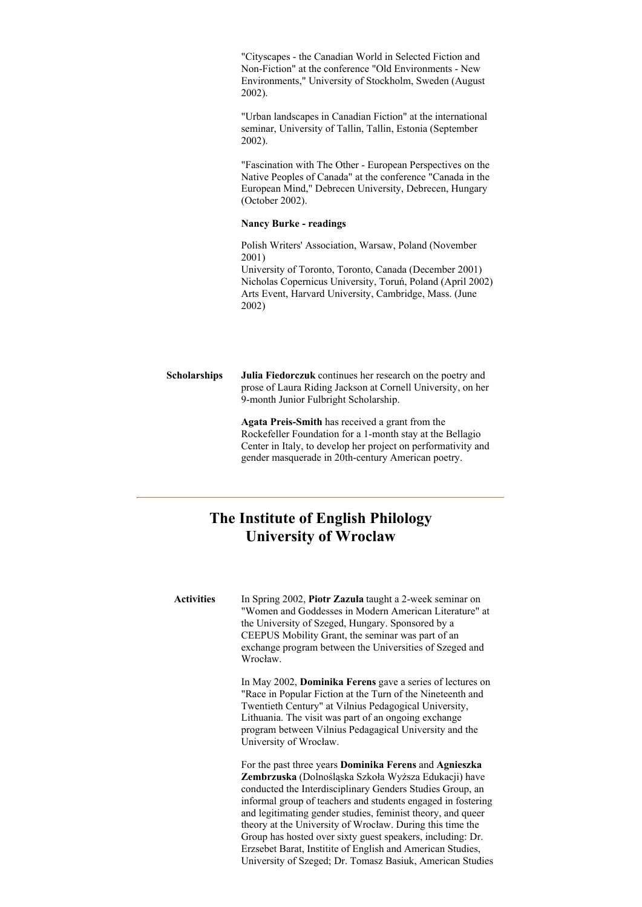"Cityscapes - the Canadian World in Selected Fiction and Non-Fiction" at the conference "Old Environments - New Environments," University of Stockholm, Sweden (August 2002).

"Urban landscapes in Canadian Fiction" at the international seminar, University of Tallin, Tallin, Estonia (September 2002).

"Fascination with The Other - European Perspectives on the Native Peoples of Canada" at the conference "Canada in the European Mind," Debrecen University, Debrecen, Hungary (October 2002).

**Nancy Burke - readings**

Polish Writers' Association, Warsaw, Poland (November 2001)
University of Toronto, Toronto, Canada (December 2001)
Nicholas Copernicus University, Toruń, Poland (April 2002)
Arts Event, Harvard University, Cambridge, Mass. (June 2002)

**Scholarships**

**Julia Fiedorczuk** continues her research on the poetry and prose of Laura Riding Jackson at Cornell University, on her 9-month Junior Fulbright Scholarship.

**Agata Preis-Smith** has received a grant from the Rockefeller Foundation for a 1-month stay at the Bellagio Center in Italy, to develop her project on performativity and gender masquerade in 20th-century American poetry.

---

## The Institute of English Philology University of Wroclaw

**Activities**

In Spring 2002, **Piotr Zazula** taught a 2-week seminar on "Women and Goddesses in Modern American Literature" at the University of Szeged, Hungary. Sponsored by a CEEPUS Mobility Grant, the seminar was part of an exchange program between the Universities of Szeged and Wrocław.

In May 2002, **Dominika Ferens** gave a series of lectures on "Race in Popular Fiction at the Turn of the Nineteenth and Twentieth Century" at Vilnius Pedagogical University, Lithuania. The visit was part of an ongoing exchange program between Vilnius Pedagagical University and the University of Wrocław.

For the past three years **Dominika Ferens** and **Agnieszka Zembrzuska** (Dolnośląska Szkoła Wyższa Edukacji) have conducted the Interdisciplinary Genders Studies Group, an informal group of teachers and students engaged in fostering and legitimating gender studies, feminist theory, and queer theory at the University of Wrocław. During this time the Group has hosted over sixty guest speakers, including: Dr. Erzsebet Barat, Institite of English and American Studies, University of Szeged; Dr. Tomasz Basiuk, American Studies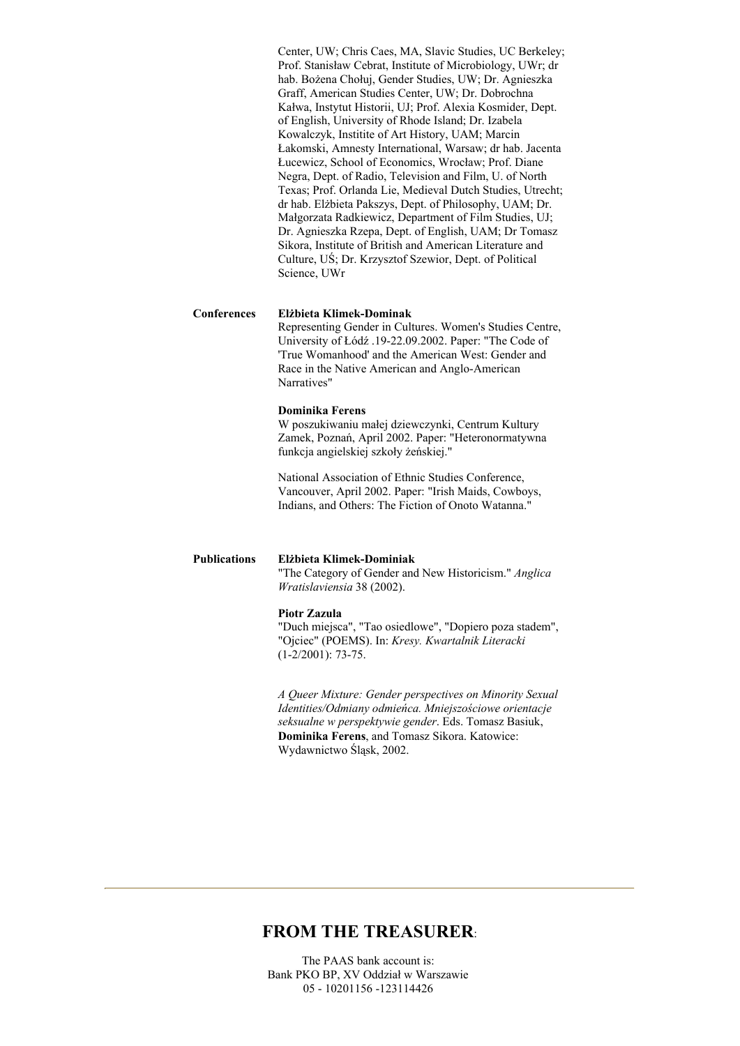Center, UW; Chris Caes, MA, Slavic Studies, UC Berkeley; Prof. Stanisław Cebrat, Institute of Microbiology, UWr; dr hab. Bożena Chołuj, Gender Studies, UW; Dr. Agnieszka Graff, American Studies Center, UW; Dr. Dobrochna Kałwa, Instytut Historii, UJ; Prof. Alexia Kosmider, Dept. of English, University of Rhode Island; Dr. Izabela Kowalczyk, Institite of Art History, UAM; Marcin Łakomski, Amnesty International, Warsaw; dr hab. Jacenta Łucewicz, School of Economics, Wrocław; Prof. Diane Negra, Dept. of Radio, Television and Film, U. of North Texas; Prof. Orlanda Lie, Medieval Dutch Studies, Utrecht; dr hab. Elżbieta Pakszys, Dept. of Philosophy, UAM; Dr. Małgorzata Radkiewicz, Department of Film Studies, UJ; Dr. Agnieszka Rzepa, Dept. of English, UAM; Dr Tomasz Sikora, Institute of British and American Literature and Culture, UŚ; Dr. Krzysztof Szewior, Dept. of Political Science, UWr

**Conferences**

**Elżbieta Klimek-Dominak**
Representing Gender in Cultures. Women's Studies Centre, University of Łódź .19-22.09.2002. Paper: "The Code of 'True Womanhood' and the American West: Gender and Race in the Native American and Anglo-American Narratives"

**Dominika Ferens**
W poszukiwaniu małej dziewczynki, Centrum Kultury Zamek, Poznań, April 2002. Paper: "Heteronormatywna funkcja angielskiej szkoły żeńskiej."

National Association of Ethnic Studies Conference, Vancouver, April 2002. Paper: "Irish Maids, Cowboys, Indians, and Others: The Fiction of Onoto Watanna."

**Publications**

**Elżbieta Klimek-Dominiak**
"The Category of Gender and New Historicism." *Anglica Wratislaviensia* 38 (2002).

**Piotr Zazula**
"Duch miejsca", "Tao osiedlowe", "Dopiero poza stadem", "Ojciec" (POEMS). In: *Kresy. Kwartalnik Literacki* (1-2/2001): 73-75.

*A Queer Mixture: Gender perspectives on Minority Sexual Identities/Odmiany odmieńca. Mniejszościowe orientacje seksualne w perspektywie gender*. Eds. Tomasz Basiuk, **Dominika Ferens**, and Tomasz Sikora. Katowice: Wydawnictwo Śląsk, 2002.

---

## FROM THE TREASURER:

The PAAS bank account is:
Bank PKO BP, XV Oddział w Warszawie
05 - 10201156 -123114426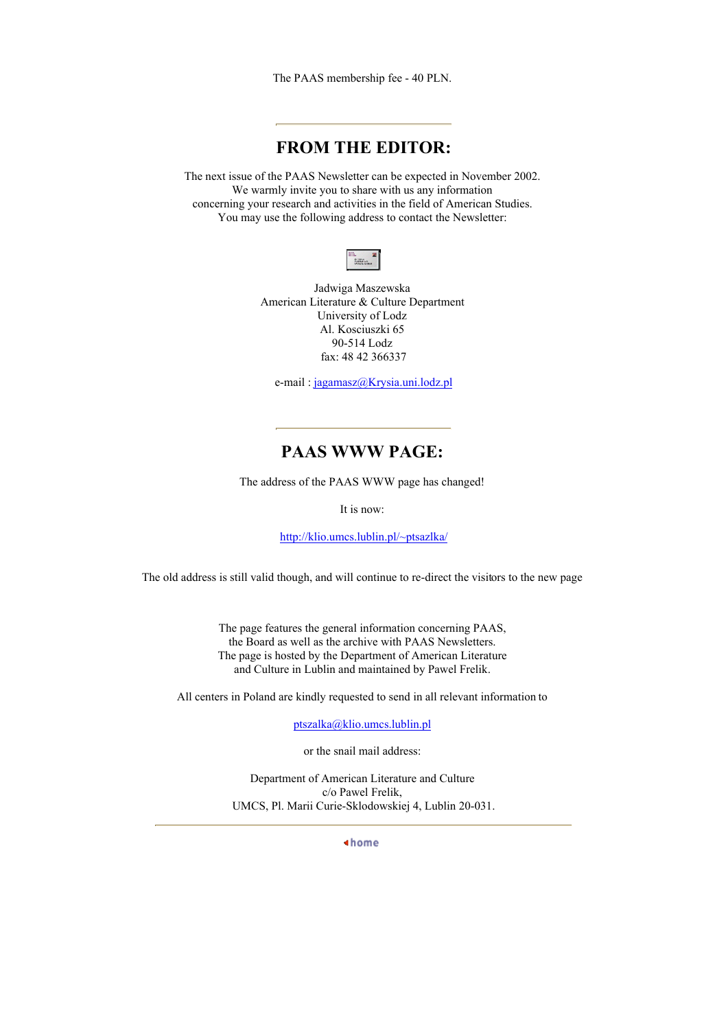The PAAS membership fee - 40 PLN.

---

## FROM THE EDITOR:

The next issue of the PAAS Newsletter can be expected in November 2002.
We warmly invite you to share with us any information
concerning your research and activities in the field of American Studies.
You may use the following address to contact the Newsletter:

Jadwiga Maszewska
American Literature & Culture Department
University of Lodz
Al. Kosciuszki 65
90-514 Lodz
fax: 48 42 366337

e-mail : jagamasz@Krysia.uni.lodz.pl

---

## PAAS WWW PAGE:

The address of the PAAS WWW page has changed!

It is now:

http://klio.umcs.lublin.pl/~ptsazlka/

The old address is still valid though, and will continue to re-direct the visitors to the new page

The page features the general information concerning PAAS,
the Board as well as the archive with PAAS Newsletters.
The page is hosted by the Department of American Literature
and Culture in Lublin and maintained by Pawel Frelik.

All centers in Poland are kindly requested to send in all relevant information to

ptszalka@klio.umcs.lublin.pl

or the snail mail address:

Department of American Literature and Culture
c/o Pawel Frelik,
UMCS, Pl. Marii Curie-Sklodowskiej 4, Lublin 20-031.

---

home